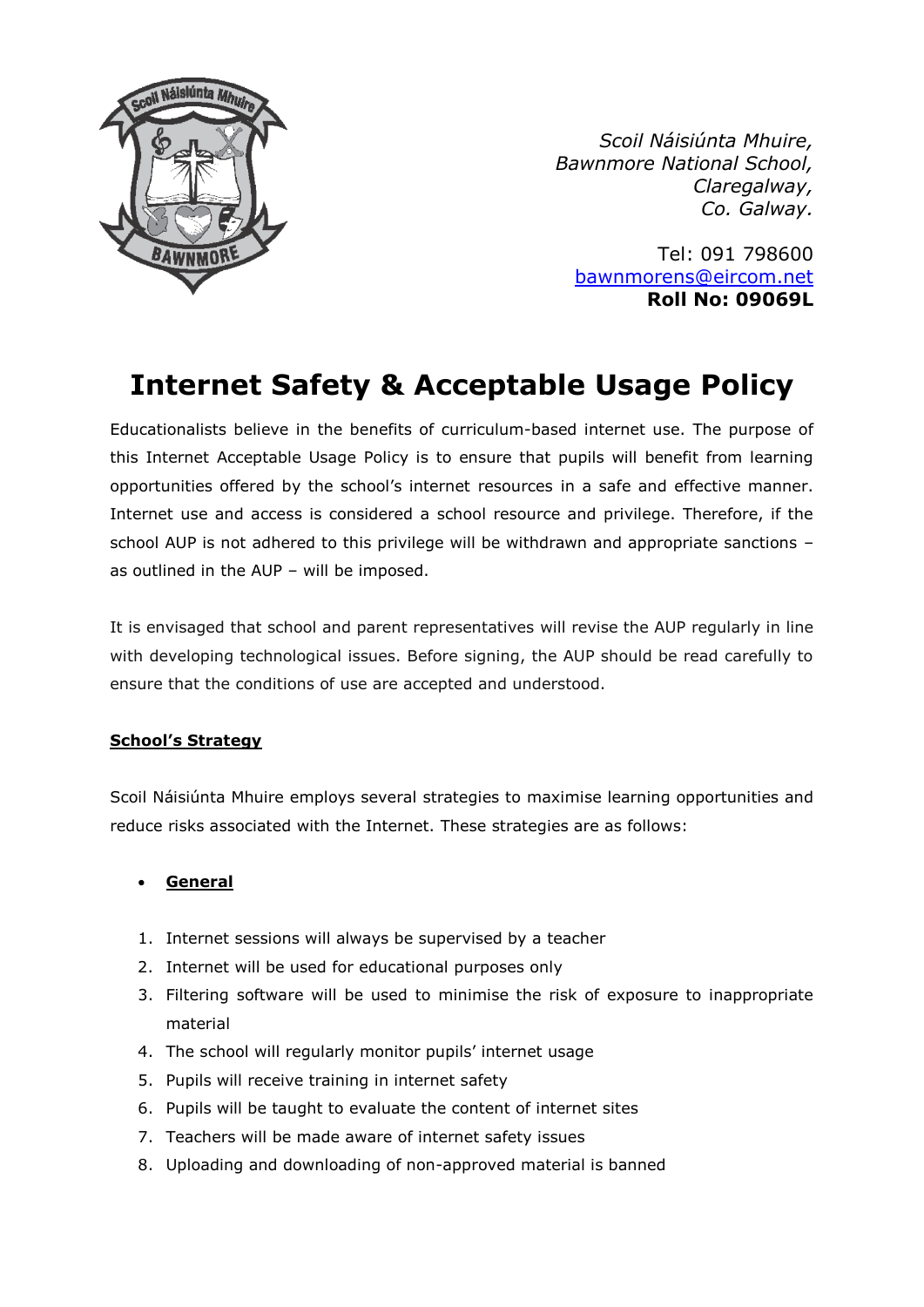*Scoil Náisiúnta Mhuire,*
*Bawnmore National School,*
*Claregalway,*
*Co. Galway.*

Tel: 091 798600
bawnmorens@eircom.net
**Roll No: 09069L**

# Internet Safety & Acceptable Usage Policy

Educationalists believe in the benefits of curriculum-based internet use. The purpose of this Internet Acceptable Usage Policy is to ensure that pupils will benefit from learning opportunities offered by the school's internet resources in a safe and effective manner. Internet use and access is considered a school resource and privilege. Therefore, if the school AUP is not adhered to this privilege will be withdrawn and appropriate sanctions – as outlined in the AUP – will be imposed.

It is envisaged that school and parent representatives will revise the AUP regularly in line with developing technological issues. Before signing, the AUP should be read carefully to ensure that the conditions of use are accepted and understood.

## School's Strategy

Scoil Náisiúnta Mhuire employs several strategies to maximise learning opportunities and reduce risks associated with the Internet. These strategies are as follows:

- **General**

1. Internet sessions will always be supervised by a teacher
2. Internet will be used for educational purposes only
3. Filtering software will be used to minimise the risk of exposure to inappropriate material
4. The school will regularly monitor pupils' internet usage
5. Pupils will receive training in internet safety
6. Pupils will be taught to evaluate the content of internet sites
7. Teachers will be made aware of internet safety issues
8. Uploading and downloading of non-approved material is banned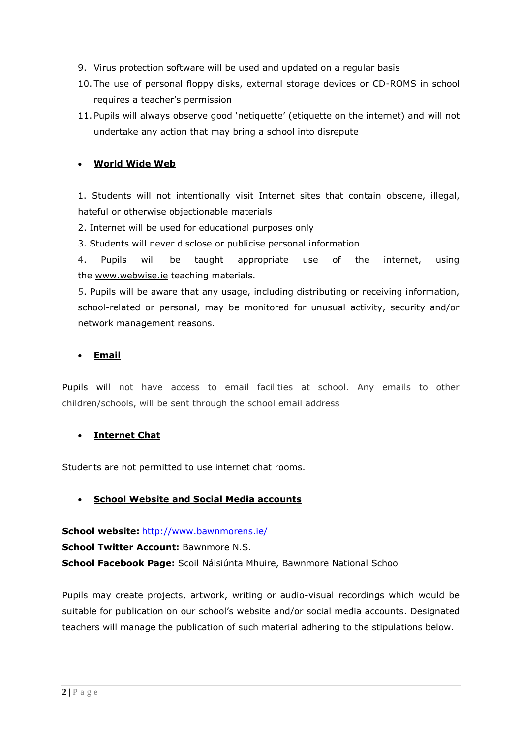9. Virus protection software will be used and updated on a regular basis
10. The use of personal floppy disks, external storage devices or CD-ROMS in school requires a teacher's permission
11. Pupils will always observe good 'netiquette' (etiquette on the internet) and will not undertake any action that may bring a school into disrepute

- **<u>World Wide Web</u>**

1. Students will not intentionally visit Internet sites that contain obscene, illegal, hateful or otherwise objectionable materials
2. Internet will be used for educational purposes only
3. Students will never disclose or publicise personal information
4. Pupils will be taught appropriate use of the internet, using the <u>www.webwise.ie</u> teaching materials.
5. Pupils will be aware that any usage, including distributing or receiving information, school-related or personal, may be monitored for unusual activity, security and/or network management reasons.

- **<u>Email</u>**

Pupils will not have access to email facilities at school. Any emails to other children/schools, will be sent through the school email address

- **<u>Internet Chat</u>**

Students are not permitted to use internet chat rooms.

- **<u>School Website and Social Media accounts</u>**

**School website:** http://www.bawnmorens.ie/
**School Twitter Account:** Bawnmore N.S.
**School Facebook Page:** Scoil Náisiúnta Mhuire, Bawnmore National School

Pupils may create projects, artwork, writing or audio-visual recordings which would be suitable for publication on our school's website and/or social media accounts. Designated teachers will manage the publication of such material adhering to the stipulations below.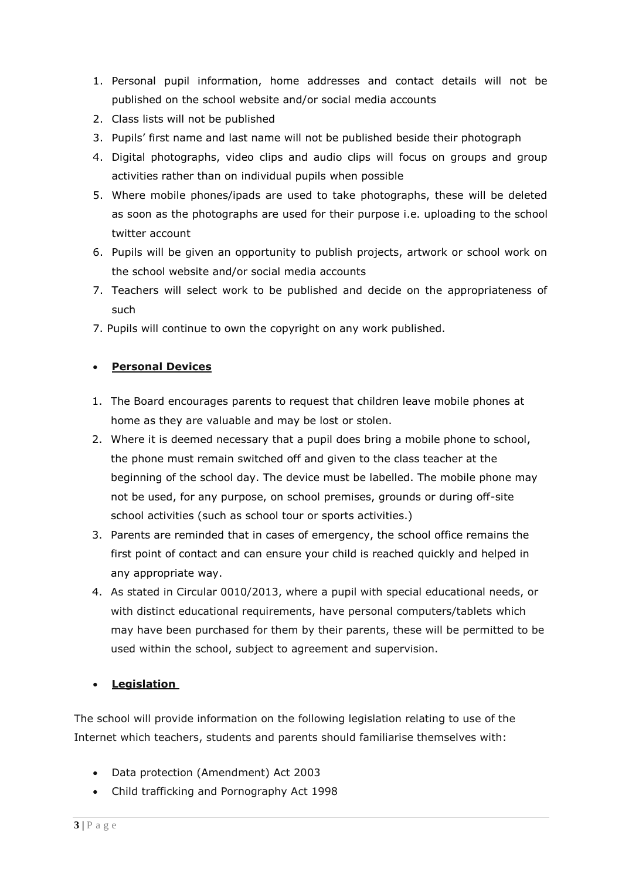1. Personal pupil information, home addresses and contact details will not be published on the school website and/or social media accounts
2. Class lists will not be published
3. Pupils' first name and last name will not be published beside their photograph
4. Digital photographs, video clips and audio clips will focus on groups and group activities rather than on individual pupils when possible
5. Where mobile phones/ipads are used to take photographs, these will be deleted as soon as the photographs are used for their purpose i.e. uploading to the school twitter account
6. Pupils will be given an opportunity to publish projects, artwork or school work on the school website and/or social media accounts
7. Teachers will select work to be published and decide on the appropriateness of such

7\. Pupils will continue to own the copyright on any work published.

- **Personal Devices**

1. The Board encourages parents to request that children leave mobile phones at home as they are valuable and may be lost or stolen.
2. Where it is deemed necessary that a pupil does bring a mobile phone to school, the phone must remain switched off and given to the class teacher at the beginning of the school day. The device must be labelled. The mobile phone may not be used, for any purpose, on school premises, grounds or during off-site school activities (such as school tour or sports activities.)
3. Parents are reminded that in cases of emergency, the school office remains the first point of contact and can ensure your child is reached quickly and helped in any appropriate way.
4. As stated in Circular 0010/2013, where a pupil with special educational needs, or with distinct educational requirements, have personal computers/tablets which may have been purchased for them by their parents, these will be permitted to be used within the school, subject to agreement and supervision.

- **Legislation**

The school will provide information on the following legislation relating to use of the Internet which teachers, students and parents should familiarise themselves with:

- Data protection (Amendment) Act 2003
- Child trafficking and Pornography Act 1998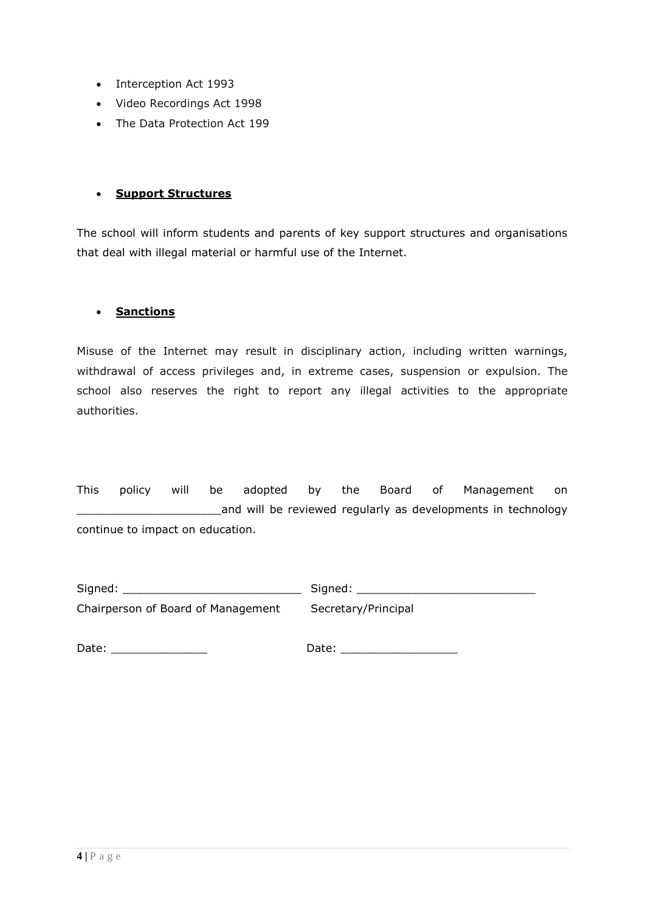- Interception Act 1993
- Video Recordings Act 1998
- The Data Protection Act 199

- **Support Structures**

The school will inform students and parents of key support structures and organisations that deal with illegal material or harmful use of the Internet.

- **Sanctions**

Misuse of the Internet may result in disciplinary action, including written warnings, withdrawal of access privileges and, in extreme cases, suspension or expulsion. The school also reserves the right to report any illegal activities to the appropriate authorities.

This policy will be adopted by the Board of Management on _____________________and will be reviewed regularly as developments in technology continue to impact on education.

Signed: _________________________ Signed: _________________________

Chairperson of Board of Management Secretary/Principal

Date: ______________ Date: _________________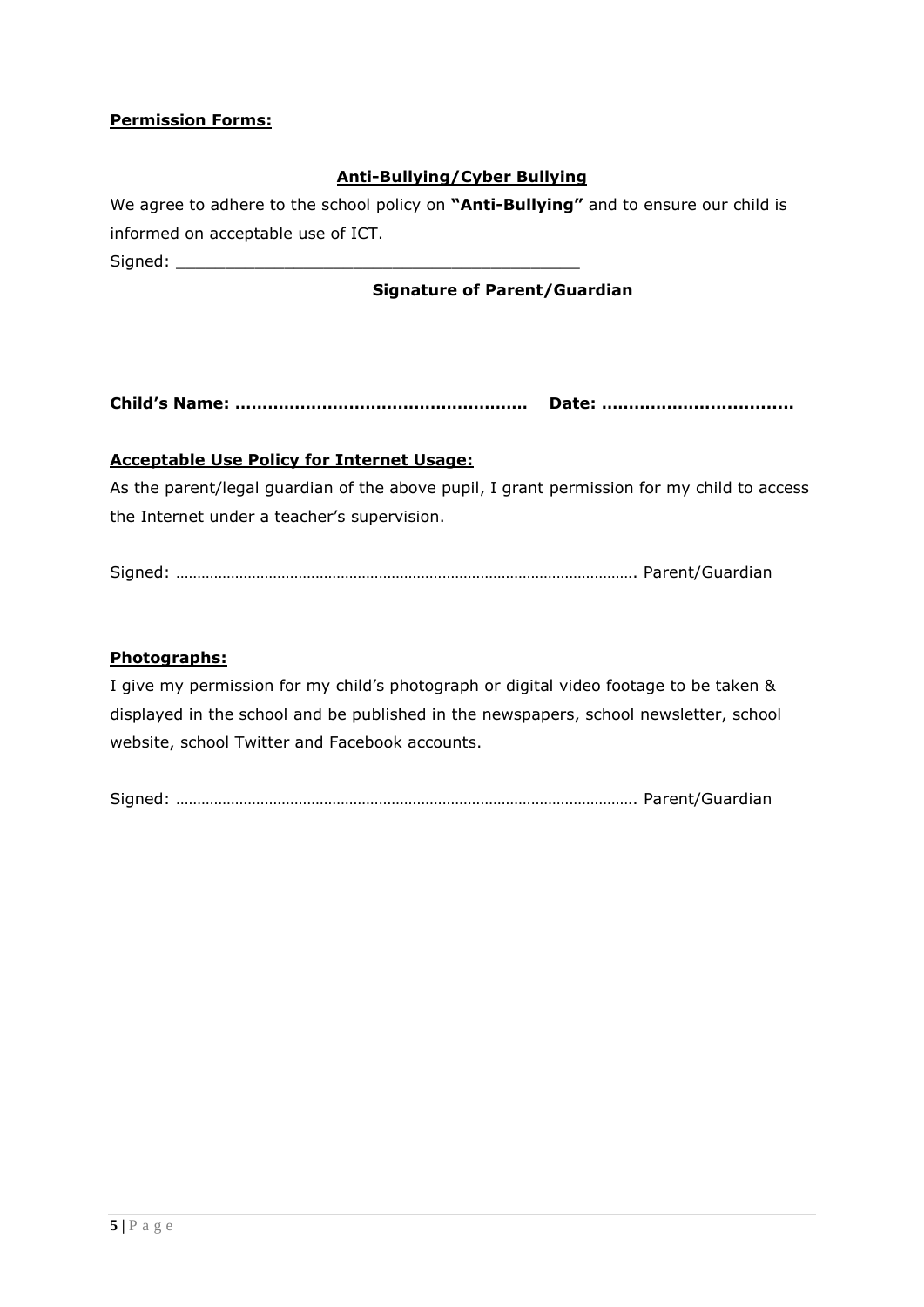**Permission Forms:**

**Anti-Bullying/Cyber Bullying**

We agree to adhere to the school policy on **"Anti-Bullying"** and to ensure our child is informed on acceptable use of ICT.

Signed: ________________________________________

**Signature of Parent/Guardian**

**Child's Name: ……………………………………………… Date: ……………………………**

**Acceptable Use Policy for Internet Usage:**

As the parent/legal guardian of the above pupil, I grant permission for my child to access the Internet under a teacher's supervision.

Signed: ……………………………………………………………………………………………. Parent/Guardian

**Photographs:**

I give my permission for my child's photograph or digital video footage to be taken & displayed in the school and be published in the newspapers, school newsletter, school website, school Twitter and Facebook accounts.

Signed: ……………………………………………………………………………………………. Parent/Guardian